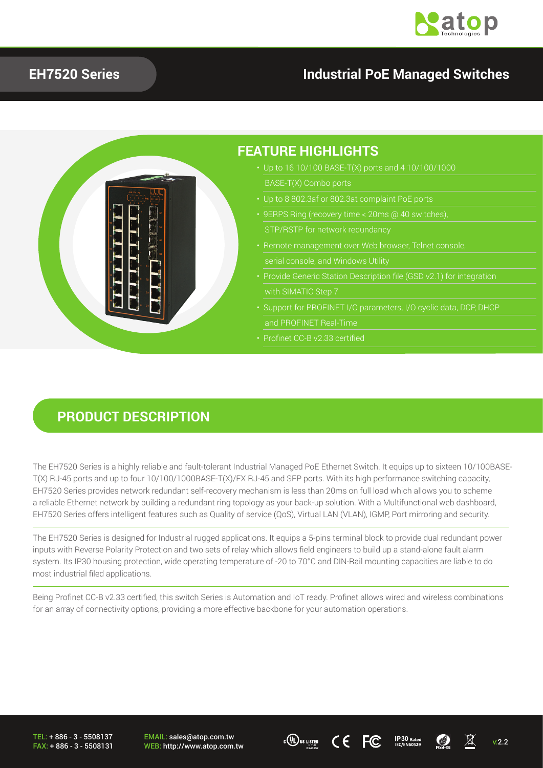# EH7520 Series

## Industrial PoE Managed Switches

## FEATURE HIGHLIGHTS

- Up to 16 10/100 BASE-T(X) ports and 4 10/100/1000 BASE-T(X) Combo ports
- Up to 8 802.3af or 802.3at complaint PoE ports
- 9ERPS Ring (recovery time < 20ms @ 40 switches), STP/RSTP for network redundancy
- Remote management over Web browser, Telnet console, serial console, and Windows Utility
- Provide Generic Station Description file (GSD v2.1) for integration with SIMATIC Step 7
- Support for PROFINET I/O parameters, I/O cyclic data, DCP, DHCP and PROFINET Real-Time
- Profinet CC-B v2.33 certified

## PRODUCT DESCRIPTION

The EH7520 Series is a highly reliable and fault-tolerant Industrial Managed PoE Ethernet Switch. It equips up to sixteen 10/100BASE-T(X) RJ-45 ports and up to four 10/100/1000BASE-T(X)/FX RJ-45 and SFP ports. With its high performance switching capacity, EH7520 Series provides network redundant self-recovery mechanism is less than 20ms on full load which allows you to scheme a reliable Ethernet network by building a redundant ring topology as your back-up solution. With a Multifunctional web dashboard, EH7520 Series offers intelligent features such as Quality of service (QoS), Virtual LAN (VLAN), IGMP, Port mirroring and security.

The EH7520 Series is designed for Industrial rugged applications. It equips a 5-pins terminal block to provide dual redundant power inputs with Reverse Polarity Protection and two sets of relay which allows field engineers to build up a stand-alone fault alarm system. Its IP30 housing protection, wide operating temperature of -20 to 70°C and DIN-Rail mounting capacities are liable to do most industrial filed applications.

Being Profinet CC-B v2.33 certified, this switch Series is Automation and IoT ready. Profinet allows wired and wireless combinations for an array of connectivity options, providing a more effective backbone for your automation operations.

TEL: + 886 - 3 - 5508137
FAX: + 886 - 3 - 5508131

EMAIL: sales@atop.com.tw
WEB: http://www.atop.com.tw

v:2.2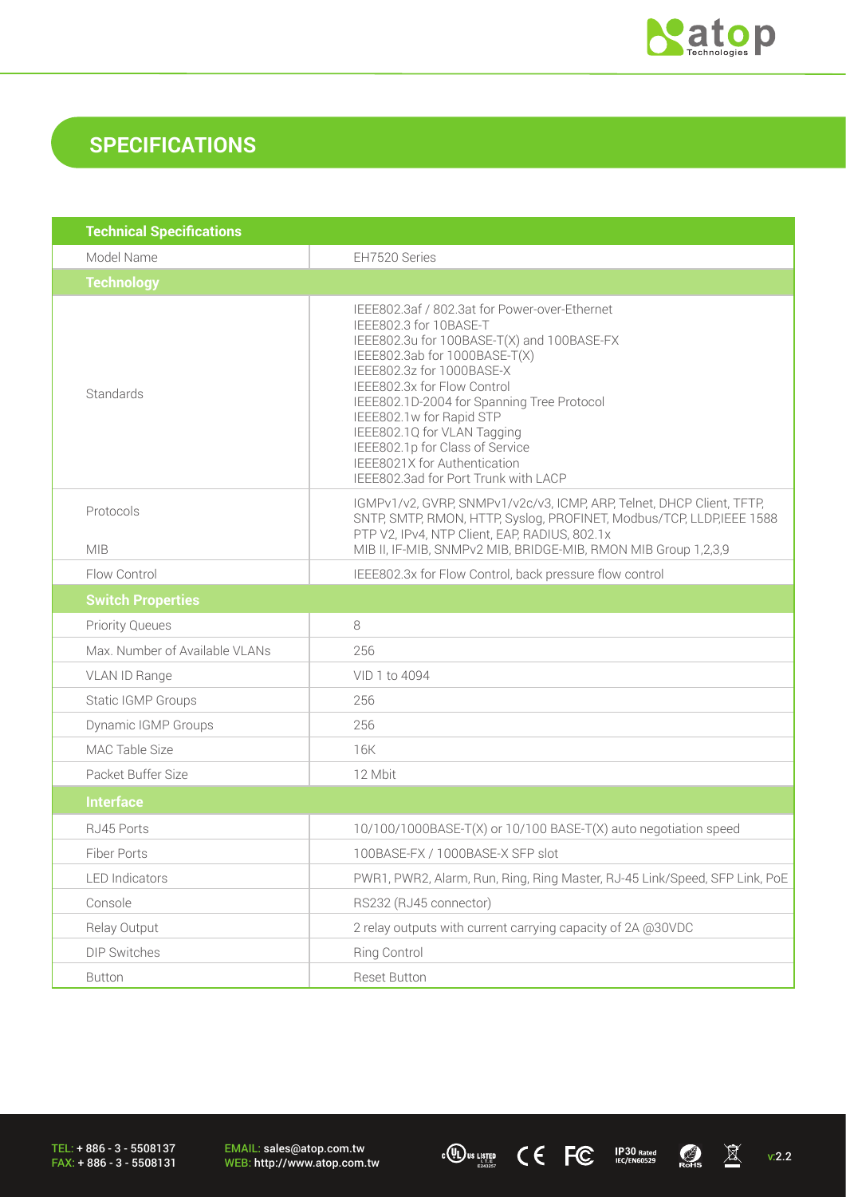## SPECIFICATIONS

| Technical Specifications | |
|---|---|
| Model Name | EH7520 Series |
| **Technology** | |
| Standards | IEEE802.3af / 802.3at for Power-over-Ethernet<br>IEEE802.3 for 10BASE-T<br>IEEE802.3u for 100BASE-T(X) and 100BASE-FX<br>IEEE802.3ab for 1000BASE-T(X)<br>IEEE802.3z for 1000BASE-X<br>IEEE802.3x for Flow Control<br>IEEE802.1D-2004 for Spanning Tree Protocol<br>IEEE802.1w for Rapid STP<br>IEEE802.1Q for VLAN Tagging<br>IEEE802.1p for Class of Service<br>IEEE8021X for Authentication<br>IEEE802.3ad for Port Trunk with LACP |
| Protocols | IGMPv1/v2, GVRP, SNMPv1/v2c/v3, ICMP, ARP, Telnet, DHCP Client, TFTP, SNTP, SMTP, RMON, HTTP, Syslog, PROFINET, Modbus/TCP, LLDP,IEEE 1588 PTP V2, IPv4, NTP Client, EAP, RADIUS, 802.1x |
| MIB | MIB II, IF-MIB, SNMPv2 MIB, BRIDGE-MIB, RMON MIB Group 1,2,3,9 |
| Flow Control | IEEE802.3x for Flow Control, back pressure flow control |
| **Switch Properties** | |
| Priority Queues | 8 |
| Max. Number of Available VLANs | 256 |
| VLAN ID Range | VID 1 to 4094 |
| Static IGMP Groups | 256 |
| Dynamic IGMP Groups | 256 |
| MAC Table Size | 16K |
| Packet Buffer Size | 12 Mbit |
| **Interface** | |
| RJ45 Ports | 10/100/1000BASE-T(X) or 10/100 BASE-T(X) auto negotiation speed |
| Fiber Ports | 100BASE-FX / 1000BASE-X SFP slot |
| LED Indicators | PWR1, PWR2, Alarm, Run, Ring, Ring Master, RJ-45 Link/Speed, SFP Link, PoE |
| Console | RS232 (RJ45 connector) |
| Relay Output | 2 relay outputs with current carrying capacity of 2A @30VDC |
| DIP Switches | Ring Control |
| Button | Reset Button |

TEL: + 886 - 3 - 5508137
FAX: + 886 - 3 - 5508131
EMAIL: sales@atop.com.tw
WEB: http://www.atop.com.tw
v:2.2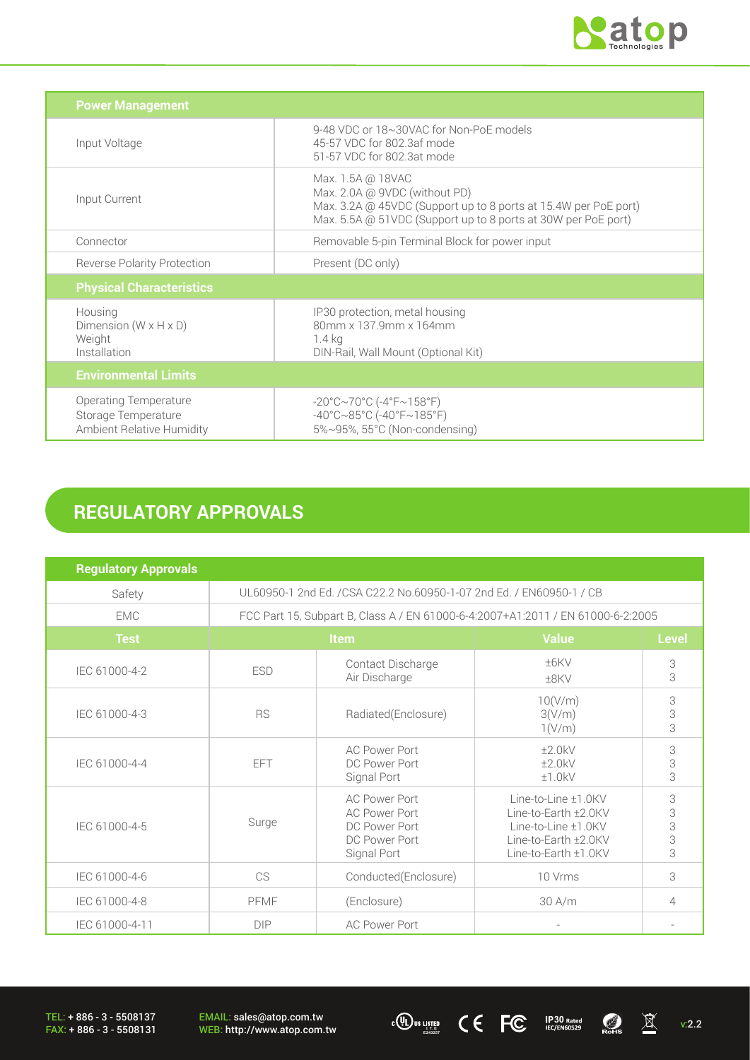| Power Management | |
|---|---|
| Input Voltage | 9-48 VDC or 18~30VAC for Non-PoE models<br>45-57 VDC for 802.3af mode<br>51-57 VDC for 802.3at mode |
| Input Current | Max. 1.5A @ 18VAC<br>Max. 2.0A @ 9VDC (without PD)<br>Max. 3.2A @ 45VDC (Support up to 8 ports at 15.4W per PoE port)<br>Max. 5.5A @ 51VDC (Support up to 8 ports at 30W per PoE port) |
| Connector | Removable 5-pin Terminal Block for power input |
| Reverse Polarity Protection | Present (DC only) |
| **Physical Characteristics** | |
| Housing<br>Dimension (W x H x D)<br>Weight<br>Installation | IP30 protection, metal housing<br>80mm x 137.9mm x 164mm<br>1.4 kg<br>DIN-Rail, Wall Mount (Optional Kit) |
| **Environmental Limits** | |
| Operating Temperature<br>Storage Temperature<br>Ambient Relative Humidity | -20°C~70°C (-4°F~158°F)<br>-40°C~85°C (-40°F~185°F)<br>5%~95%, 55°C (Non-condensing) |

## REGULATORY APPROVALS

| Regulatory Approvals | | | | |
|---|---|---|---|---|
| Safety | UL60950-1 2nd Ed. /CSA C22.2 No.60950-1-07 2nd Ed. / EN60950-1 / CB | | | |
| EMC | FCC Part 15, Subpart B, Class A / EN 61000-6-4:2007+A1:2011 / EN 61000-6-2:2005 | | | |
| **Test** | **Item** | | **Value** | **Level** |
| IEC 61000-4-2 | ESD | Contact Discharge<br>Air Discharge | ±6KV<br>±8KV | 3<br>3 |
| IEC 61000-4-3 | RS | Radiated(Enclosure) | 10(V/m)<br>3(V/m)<br>1(V/m) | 3<br>3<br>3 |
| IEC 61000-4-4 | EFT | AC Power Port<br>DC Power Port<br>Signal Port | ±2.0kV<br>±2.0kV<br>±1.0kV | 3<br>3<br>3 |
| IEC 61000-4-5 | Surge | AC Power Port<br>AC Power Port<br>DC Power Port<br>DC Power Port<br>Signal Port | Line-to-Line ±1.0KV<br>Line-to-Earth ±2.0KV<br>Line-to-Line ±1.0KV<br>Line-to-Earth ±2.0KV<br>Line-to-Earth ±1.0KV | 3<br>3<br>3<br>3<br>3 |
| IEC 61000-4-6 | CS | Conducted(Enclosure) | 10 Vrms | 3 |
| IEC 61000-4-8 | PFMF | (Enclosure) | 30 A/m | 4 |
| IEC 61000-4-11 | DIP | AC Power Port | - | - |

TEL: + 886 - 3 - 5508137
FAX: + 886 - 3 - 5508131

EMAIL: sales@atop.com.tw
WEB: http://www.atop.com.tw

v:2.2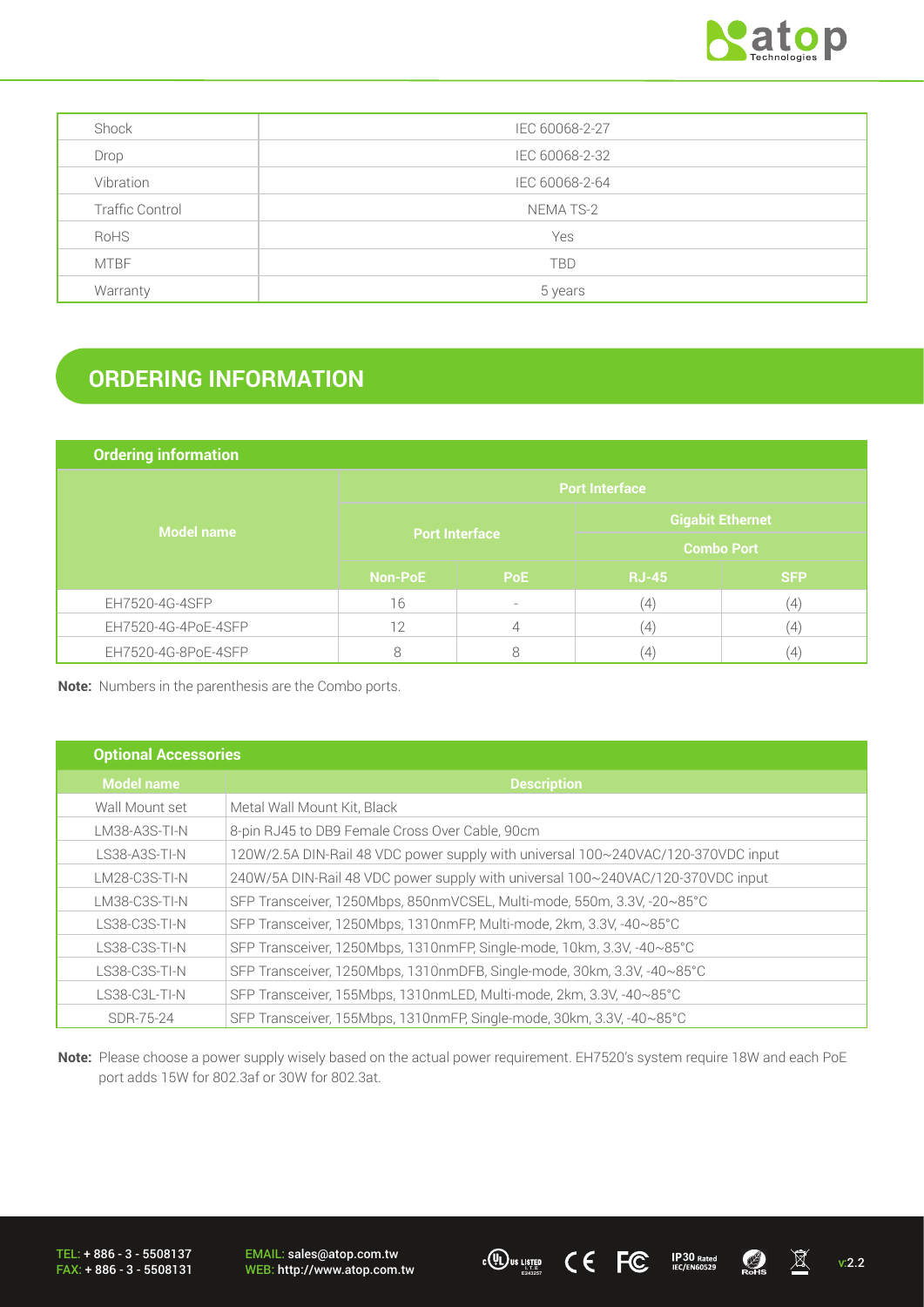| | |
|---|---|
| Shock | IEC 60068-2-27 |
| Drop | IEC 60068-2-32 |
| Vibration | IEC 60068-2-64 |
| Traffic Control | NEMA TS-2 |
| RoHS | Yes |
| MTBF | TBD |
| Warranty | 5 years |

## ORDERING INFORMATION

**Ordering information**

| Model name | Port Interface | | | |
|---|---|---|---|---|
| | Port Interface | | Gigabit Ethernet Combo Port | |
| | Non-PoE | PoE | RJ-45 | SFP |
| EH7520-4G-4SFP | 16 | - | (4) | (4) |
| EH7520-4G-4PoE-4SFP | 12 | 4 | (4) | (4) |
| EH7520-4G-8PoE-4SFP | 8 | 8 | (4) | (4) |

**Note:** Numbers in the parenthesis are the Combo ports.

**Optional Accessories**

| Model name | Description |
|---|---|
| Wall Mount set | Metal Wall Mount Kit, Black |
| LM38-A3S-TI-N | 8-pin RJ45 to DB9 Female Cross Over Cable, 90cm |
| LS38-A3S-TI-N | 120W/2.5A DIN-Rail 48 VDC power supply with universal 100~240VAC/120-370VDC input |
| LM28-C3S-TI-N | 240W/5A DIN-Rail 48 VDC power supply with universal 100~240VAC/120-370VDC input |
| LM38-C3S-TI-N | SFP Transceiver, 1250Mbps, 850nmVCSEL, Multi-mode, 550m, 3.3V, -20~85°C |
| LS38-C3S-TI-N | SFP Transceiver, 1250Mbps, 1310nmFP, Multi-mode, 2km, 3.3V, -40~85°C |
| LS38-C3S-TI-N | SFP Transceiver, 1250Mbps, 1310nmFP, Single-mode, 10km, 3.3V, -40~85°C |
| LS38-C3S-TI-N | SFP Transceiver, 1250Mbps, 1310nmDFB, Single-mode, 30km, 3.3V, -40~85°C |
| LS38-C3L-TI-N | SFP Transceiver, 155Mbps, 1310nmLED, Multi-mode, 2km, 3.3V, -40~85°C |
| SDR-75-24 | SFP Transceiver, 155Mbps, 1310nmFP, Single-mode, 30km, 3.3V, -40~85°C |

**Note:** Please choose a power supply wisely based on the actual power requirement. EH7520's system require 18W and each PoE port adds 15W for 802.3af or 30W for 802.3at.

TEL: + 886 - 3 - 5508137
FAX: + 886 - 3 - 5508131

EMAIL: sales@atop.com.tw
WEB: http://www.atop.com.tw

v:2.2